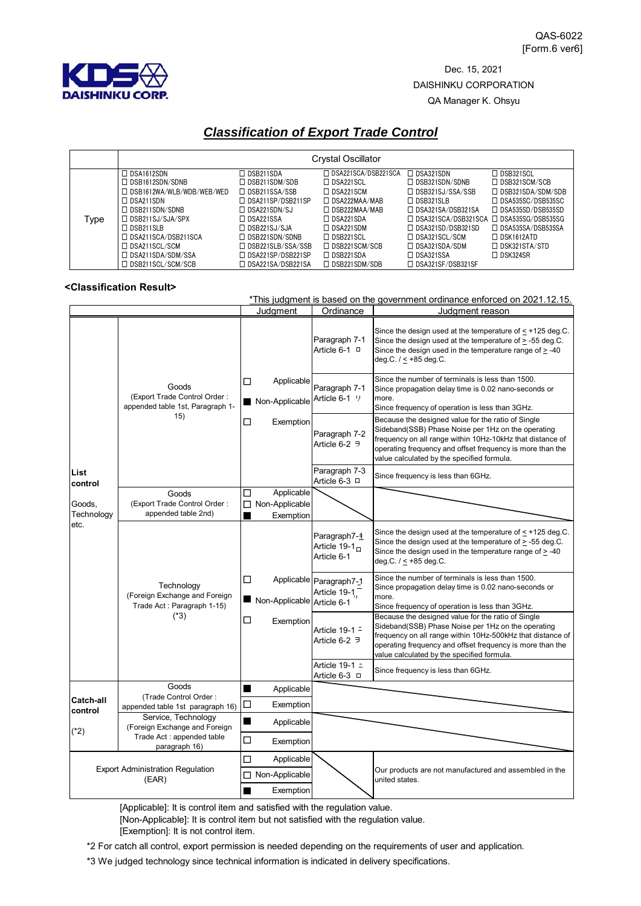QAS-6022
[Form.6 ver6]

DAISHINKU CORP.

Dec. 15, 2021
DAISHINKU CORPORATION
QA Manager K. Ohsyu

# *Classification of Export Trade Control*

| | Crystal Oscillator | | | | |
|---|---|---|---|---|---|
| Type | □ DSA1612SDN<br>□ DSB1612SDN/SDNB<br>□ DSB1612WA/WLB/WDB/WEB/WED<br>□ DSA211SDN<br>□ DSB211SDN/SDNB<br>□ DSB211SJ/SJA/SPX<br>□ DSB211SLB<br>□ DSA211SCA/DSB211SCA<br>□ DSA211SCL/SCM<br>□ DSA211SDA/SDM/SSA<br>□ DSB211SCL/SCM/SCB | □ DSB211SDA<br>□ DSB211SDM/SDB<br>□ DSB211SSA/SSB<br>□ DSA211SP/DSB211SP<br>□ DSA221SDN/SJ<br>□ DSA221SSA<br>□ DSB221SJ/SJA<br>□ DSB221SDN/SDNB<br>□ DSB221SLB/SSA/SSB<br>□ DSA221SP/DSB221SP<br>□ DSA221SA/DSB221SA | □ DSA221SCA/DSB221SCA<br>□ DSA221SCL<br>□ DSA221SCM<br>□ DSA222MAA/MAB<br>□ DSB222MAA/MAB<br>□ DSA221SDA<br>□ DSA221SDM<br>□ DSB221SCL<br>□ DSB221SCM/SCB<br>□ DSB221SDA<br>□ DSB221SDM/SDB | □ DSA321SDN<br>□ DSB321SDN/SDNB<br>□ DSB321SJ/SSA/SSB<br>□ DSB321SLB<br>□ DSA321SA/DSB321SA<br>□ DSA321SCA/DSB321SCA<br>□ DSA321SD/DSB321SD<br>□ DSA321SCL/SCM<br>□ DSA321SDA/SDM<br>□ DSA321SSA<br>□ DSA321SF/DSB321SF | □ DSB321SCL<br>□ DSB321SCM/SCB<br>□ DSB321SDA/SDM/SDB<br>□ DSA535SC/DSB535SC<br>□ DSA535SD/DSB535SD<br>□ DSA535SG/DSB535SG<br>□ DSA535SA/DSB535SA<br>□ DSK1612ATD<br>□ DSK321STA/STD<br>□ DSK324SR |

**<Classification Result>**

*This judgment is based on the government ordinance enforced on 2021.12.15.

| | | Judgment | Ordinance | Judgment reason |
|---|---|---|---|---|
| List control<br><br>Goods, Technology etc. | Goods<br>(Export Trade Control Order : appended table 1st, Paragraph 1-15) | □ Applicable<br>■ Non-Applicable<br>□ Exemption | Paragraph 7-1<br>Article 6-1 ロ | Since the design used at the temperature of ≤ +125 deg.C. Since the design used at the temperature of ≥ -55 deg.C. Since the design used in the temperature range of ≥ -40 deg.C. / ≤ +85 deg.C. |
| | | | Paragraph 7-1<br>Article 6-1 リ | Since the number of terminals is less than 1500. Since propagation delay time is 0.02 nano-seconds or more. Since frequency of operation is less than 3GHz. |
| | | | Paragraph 7-2<br>Article 6-2 ヨ | Because the designed value for the ratio of Single Sideband(SSB) Phase Noise per 1Hz on the operating frequency on all range within 10Hz-10kHz that distance of operating frequency and offset frequency is more than the value calculated by the specified formula. |
| | | | Paragraph 7-3<br>Article 6-3 ロ | Since frequency is less than 6GHz. |
| | Goods<br>(Export Trade Control Order : appended table 2nd) | □ Applicable<br>□ Non-Applicable<br>■ Exemption | | |
| | Technology<br>(Foreign Exchange and Foreign Trade Act : Paragraph 1-15)<br>(*3) | □ Applicable<br>■ Non-Applicable<br>□ Exemption | Paragraph7-1<br>Article 19-1 ロ<br>Article 6-1 | Since the design used at the temperature of ≤ +125 deg.C. Since the design used at the temperature of ≥ -55 deg.C. Since the design used in the temperature range of ≥ -40 deg.C. / ≤ +85 deg.C. |
| | | | Paragraph7-1<br>Article 19-1 ロ<br>Article 6-1 リ | Since the number of terminals is less than 1500. Since propagation delay time is 0.02 nano-seconds or more. Since frequency of operation is less than 3GHz. |
| | | | Article 19-1 ニ<br>Article 6-2 ヨ | Because the designed value for the ratio of Single Sideband(SSB) Phase Noise per 1Hz on the operating frequency on all range within 10Hz-500kHz that distance of operating frequency and offset frequency is more than the value calculated by the specified formula. |
| | | | Article 19-1 ニ<br>Article 6-3 ロ | Since frequency is less than 6GHz. |
| Catch-all control<br><br>(*2) | Goods<br>(Trade Control Order : appended table 1st paragraph 16) | ■ Applicable<br>□ Exemption | | |
| | Service, Technology<br>(Foreign Exchange and Foreign Trade Act : appended table paragraph 16) | ■ Applicable<br>□ Exemption | | |
| Export Administration Regulation (EAR) | | □ Applicable<br>□ Non-Applicable<br>■ Exemption | | Our products are not manufactured and assembled in the united states. |

[Applicable]: It is control item and satisfied with the regulation value.
[Non-Applicable]: It is control item but not satisfied with the regulation value.
[Exemption]: It is not control item.

*2 For catch all control, export permission is needed depending on the requirements of user and application.

*3 We judged technology since technical information is indicated in delivery specifications.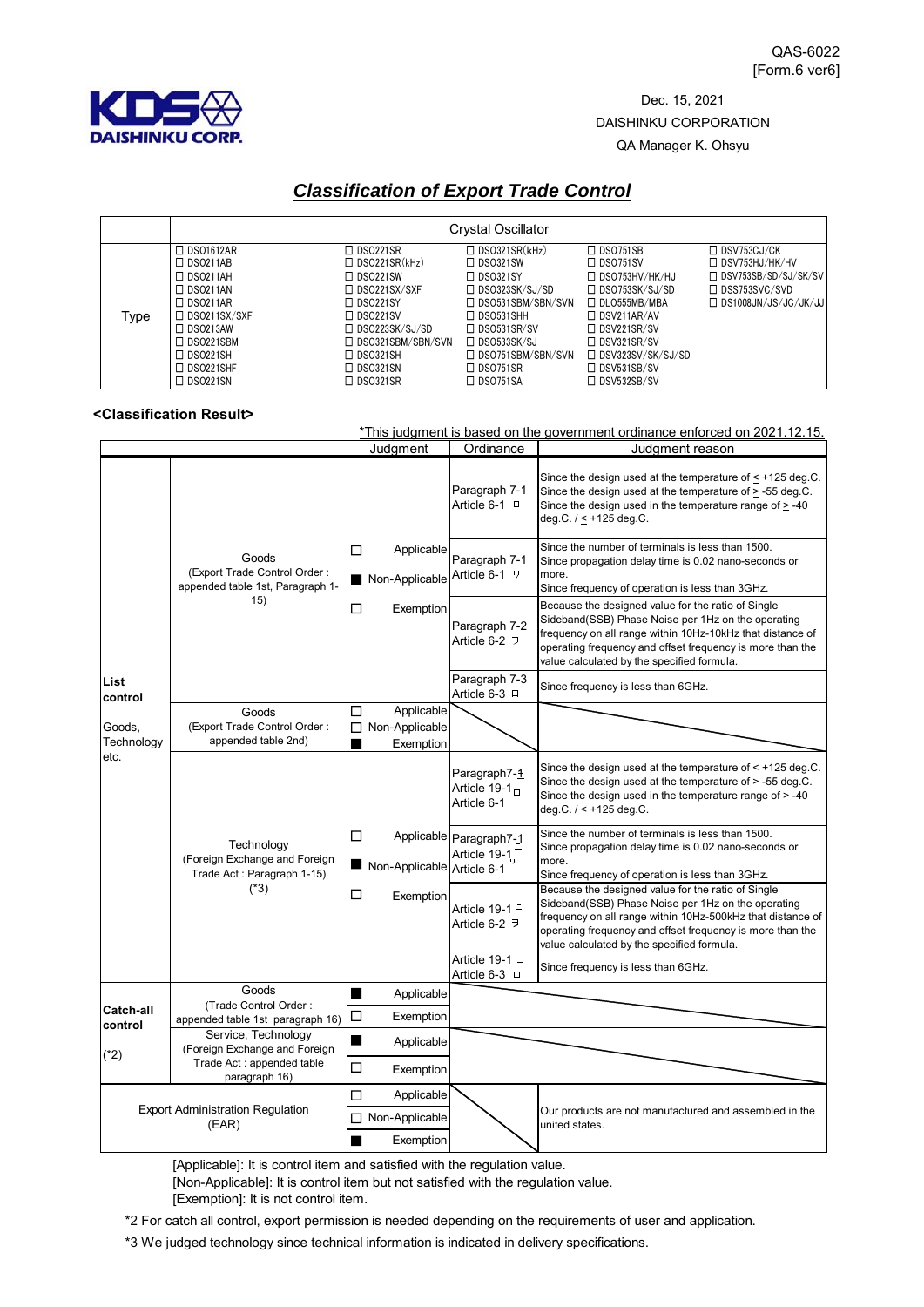QAS-6022
[Form.6 ver6]

Dec. 15, 2021
DAISHINKU CORPORATION
QA Manager K. Ohsyu

# *Classification of Export Trade Control*

| | Crystal Oscillator | | | | |
|---|---|---|---|---|---|
| Type | □ DSO1612AR<br>□ DSO211AB<br>□ DSO211AH<br>□ DSO211AN<br>□ DSO211AR<br>□ DSO211SX/SXF<br>□ DSO213AW<br>□ DSO221SBM<br>□ DSO221SH<br>□ DSO221SHF<br>□ DSO221SN | □ DSO221SR<br>□ DSO221SR(kHz)<br>□ DSO221SW<br>□ DSO221SX/SXF<br>□ DSO221SY<br>□ DSO221SV<br>□ DSO223SK/SJ/SD<br>□ DSO321SBM/SBN/SVN<br>□ DSO321SH<br>□ DSO321SN<br>□ DSO321SR | □ DSO321SR(kHz)<br>□ DSO321SW<br>□ DSO321SY<br>□ DSO323SK/SJ/SD<br>□ DSO531SBM/SBN/SVN<br>□ DSO531SHH<br>□ DSO531SR/SV<br>□ DSO533SK/SJ<br>□ DSO751SBM/SBN/SVN<br>□ DSO751SR<br>□ DSO751SA | □ DSO751SB<br>□ DSO751SV<br>□ DSO753HV/HK/HJ<br>□ DSO753SK/SJ/SD<br>□ DLO555MB/MBA<br>□ DSV211AR/AV<br>□ DSV221SR/SV<br>□ DSV321SR/SV<br>□ DSV323SV/SK/SJ/SD<br>□ DSV531SB/SV<br>□ DSV532SB/SV | □ DSV753CJ/CK<br>□ DSV753HJ/HK/HV<br>□ DSV753SB/SD/SJ/SK/SV<br>□ DSS753SVC/SVD<br>□ DS1008JN/JS/JC/JK/JJ |

**<Classification Result>**

*This judgment is based on the government ordinance enforced on 2021.12.15.

| | | Judgment | Ordinance | Judgment reason |
|---|---|---|---|---|
| **List control**<br>Goods, Technology etc. | Goods<br>(Export Trade Control Order : appended table 1st, Paragraph 1-15) | □ Applicable<br>■ Non-Applicable<br>□ Exemption | Paragraph 7-1<br>Article 6-1 ロ | Since the design used at the temperature of ≤ +125 deg.C.<br>Since the design used at the temperature of ≥ -55 deg.C.<br>Since the design used in the temperature range of ≥ -40 deg.C. / ≤ +125 deg.C. |
| | | | Paragraph 7-1<br>Article 6-1 リ | Since the number of terminals is less than 1500.<br>Since propagation delay time is 0.02 nano-seconds or more.<br>Since frequency of operation is less than 3GHz. |
| | | | Paragraph 7-2<br>Article 6-2 ヲ | Because the designed value for the ratio of Single Sideband(SSB) Phase Noise per 1Hz on the operating frequency on all range within 10Hz-10kHz that distance of operating frequency and offset frequency is more than the value calculated by the specified formula. |
| | | | Paragraph 7-3<br>Article 6-3 ロ | Since frequency is less than 6GHz. |
| | Goods<br>(Export Trade Control Order : appended table 2nd) | □ Applicable<br>□ Non-Applicable<br>■ Exemption | | |
| | Technology<br>(Foreign Exchange and Foreign Trade Act : Paragraph 1-15)<br>(*3) | □ Applicable<br>■ Non-Applicable<br>□ Exemption | Paragraph7-1<br>Article 19-1 ロ<br>Article 6-1 | Since the design used at the temperature of < +125 deg.C.<br>Since the design used at the temperature of > -55 deg.C.<br>Since the design used in the temperature range of > -40 deg.C. / < +125 deg.C. |
| | | | Paragraph7-1<br>Article 19-1 ニ<br>Article 6-1 リ | Since the number of terminals is less than 1500.<br>Since propagation delay time is 0.02 nano-seconds or more.<br>Since frequency of operation is less than 3GHz. |
| | | | Article 19-1 ニ<br>Article 6-2 ヲ | Because the designed value for the ratio of Single Sideband(SSB) Phase Noise per 1Hz on the operating frequency on all range within 10Hz-500kHz that distance of operating frequency and offset frequency is more than the value calculated by the specified formula. |
| | | | Article 19-1 ニ<br>Article 6-3 ロ | Since frequency is less than 6GHz. |
| **Catch-all control**<br>(*2) | Goods<br>(Trade Control Order : appended table 1st paragraph 16) | ■ Applicable<br>□ Exemption | | |
| | Service, Technology<br>(Foreign Exchange and Foreign Trade Act : appended table paragraph 16) | ■ Applicable<br>□ Exemption | | |
| Export Administration Regulation (EAR) | | □ Applicable<br>□ Non-Applicable<br>■ Exemption | | Our products are not manufactured and assembled in the united states. |

[Applicable]: It is control item and satisfied with the regulation value.
[Non-Applicable]: It is control item but not satisfied with the regulation value.
[Exemption]: It is not control item.

*2 For catch all control, export permission is needed depending on the requirements of user and application.

*3 We judged technology since technical information is indicated in delivery specifications.